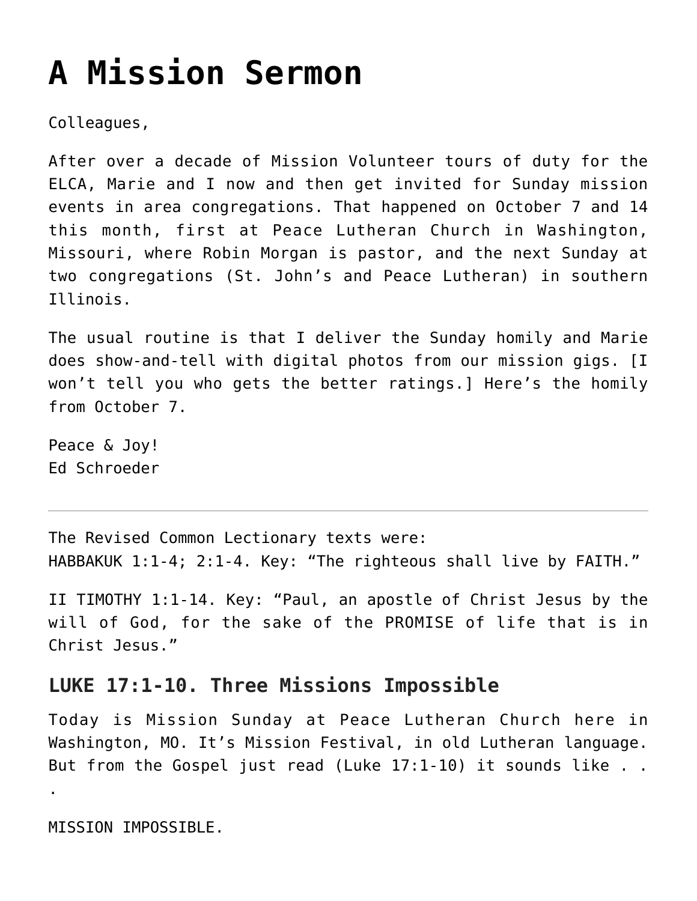# A Mission Sermon

Colleagues,

After over a decade of Mission Volunteer tours of duty for the ELCA, Marie and I now and then get invited for Sunday mission events in area congregations. That happened on October 7 and 14 this month, first at Peace Lutheran Church in Washington, Missouri, where Robin Morgan is pastor, and the next Sunday at two congregations (St. John's and Peace Lutheran) in southern Illinois.

The usual routine is that I deliver the Sunday homily and Marie does show-and-tell with digital photos from our mission gigs. [I won't tell you who gets the better ratings.] Here's the homily from October 7.

Peace & Joy!
Ed Schroeder

---

The Revised Common Lectionary texts were:
HABBAKUK 1:1-4; 2:1-4. Key: "The righteous shall live by FAITH."

II TIMOTHY 1:1-14. Key: "Paul, an apostle of Christ Jesus by the will of God, for the sake of the PROMISE of life that is in Christ Jesus."

## LUKE 17:1-10. Three Missions Impossible

Today is Mission Sunday at Peace Lutheran Church here in Washington, MO. It's Mission Festival, in old Lutheran language. But from the Gospel just read (Luke 17:1-10) it sounds like . . .

MISSION IMPOSSIBLE.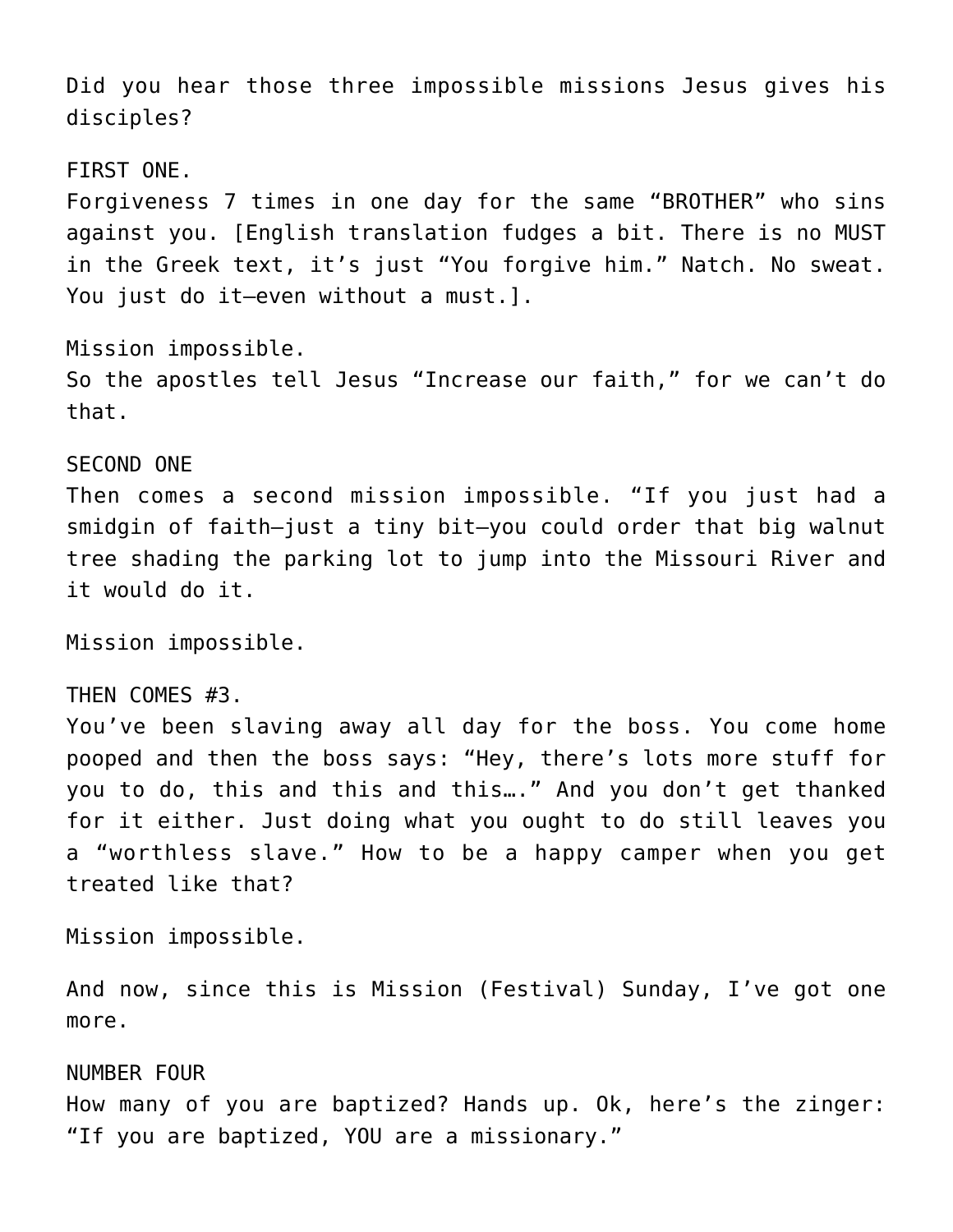Did you hear those three impossible missions Jesus gives his disciples?

FIRST ONE.
Forgiveness 7 times in one day for the same "BROTHER" who sins against you. [English translation fudges a bit. There is no MUST in the Greek text, it's just "You forgive him." Natch. No sweat. You just do it—even without a must.].

Mission impossible.
So the apostles tell Jesus "Increase our faith," for we can't do that.

SECOND ONE
Then comes a second mission impossible. "If you just had a smidgin of faith—just a tiny bit—you could order that big walnut tree shading the parking lot to jump into the Missouri River and it would do it.

Mission impossible.

THEN COMES #3.
You've been slaving away all day for the boss. You come home pooped and then the boss says: "Hey, there's lots more stuff for you to do, this and this and this…." And you don't get thanked for it either. Just doing what you ought to do still leaves you a "worthless slave." How to be a happy camper when you get treated like that?

Mission impossible.

And now, since this is Mission (Festival) Sunday, I've got one more.

NUMBER FOUR
How many of you are baptized? Hands up. Ok, here's the zinger: "If you are baptized, YOU are a missionary."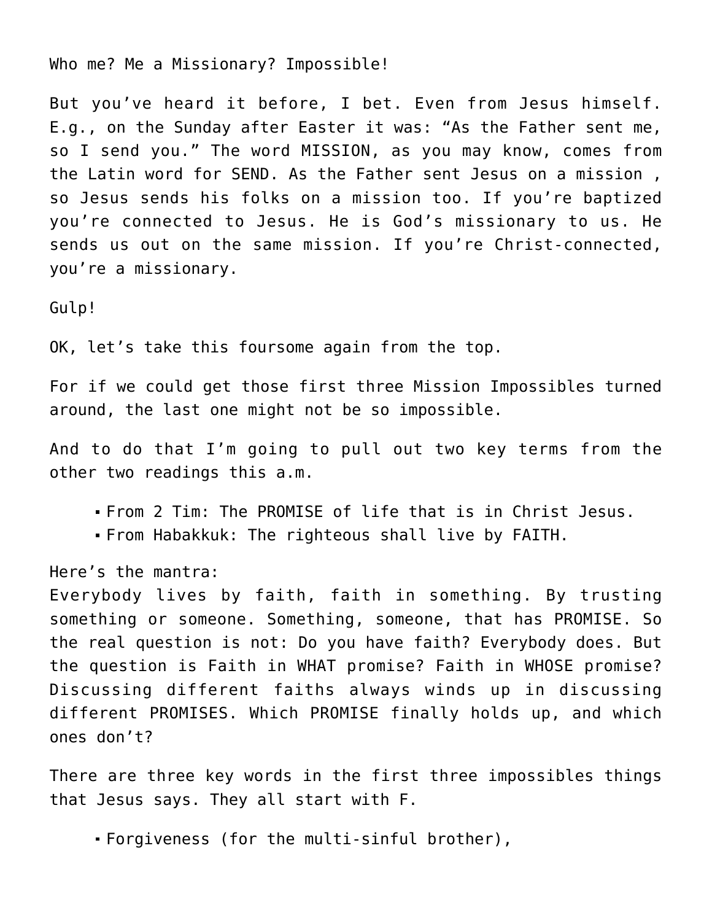Who me? Me a Missionary? Impossible!

But you've heard it before, I bet. Even from Jesus himself. E.g., on the Sunday after Easter it was: "As the Father sent me, so I send you." The word MISSION, as you may know, comes from the Latin word for SEND. As the Father sent Jesus on a mission , so Jesus sends his folks on a mission too. If you're baptized you're connected to Jesus. He is God's missionary to us. He sends us out on the same mission. If you're Christ-connected, you're a missionary.

Gulp!

OK, let's take this foursome again from the top.

For if we could get those first three Mission Impossibles turned around, the last one might not be so impossible.

And to do that I'm going to pull out two key terms from the other two readings this a.m.

- From 2 Tim: The PROMISE of life that is in Christ Jesus.
- From Habakkuk: The righteous shall live by FAITH.

Here's the mantra:
Everybody lives by faith, faith in something. By trusting something or someone. Something, someone, that has PROMISE. So the real question is not: Do you have faith? Everybody does. But the question is Faith in WHAT promise? Faith in WHOSE promise? Discussing different faiths always winds up in discussing different PROMISES. Which PROMISE finally holds up, and which ones don't?

There are three key words in the first three impossibles things that Jesus says. They all start with F.

- Forgiveness (for the multi-sinful brother),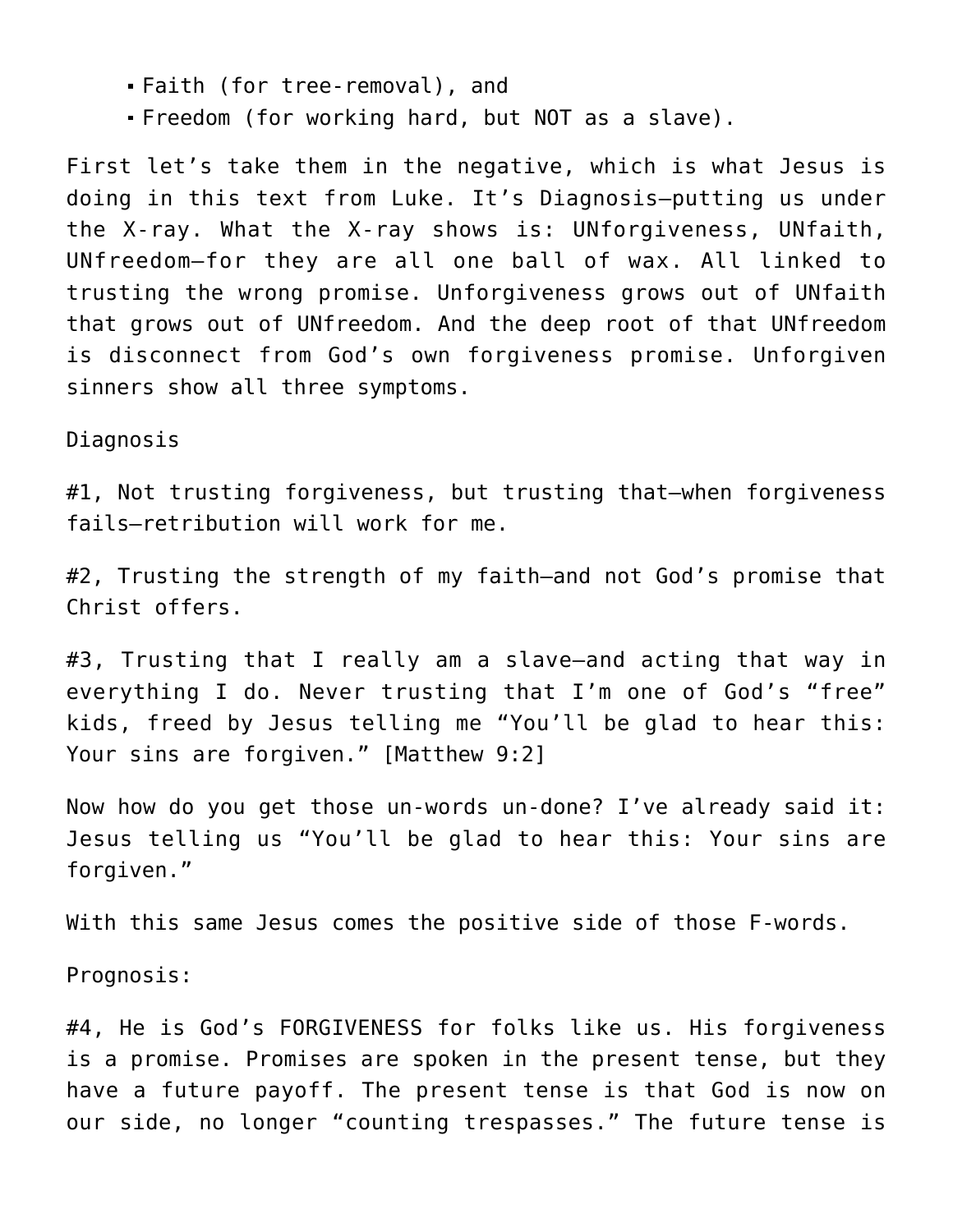- Faith (for tree-removal), and
- Freedom (for working hard, but NOT as a slave).

First let's take them in the negative, which is what Jesus is doing in this text from Luke. It's Diagnosis—putting us under the X-ray. What the X-ray shows is: UNforgiveness, UNfaith, UNfreedom—for they are all one ball of wax. All linked to trusting the wrong promise. Unforgiveness grows out of UNfaith that grows out of UNfreedom. And the deep root of that UNfreedom is disconnect from God's own forgiveness promise. Unforgiven sinners show all three symptoms.

Diagnosis

#1, Not trusting forgiveness, but trusting that—when forgiveness fails—retribution will work for me.

#2, Trusting the strength of my faith—and not God's promise that Christ offers.

#3, Trusting that I really am a slave—and acting that way in everything I do. Never trusting that I'm one of God's "free" kids, freed by Jesus telling me "You'll be glad to hear this: Your sins are forgiven." [Matthew 9:2]

Now how do you get those un-words un-done? I've already said it: Jesus telling us "You'll be glad to hear this: Your sins are forgiven."

With this same Jesus comes the positive side of those F-words.

Prognosis:

#4, He is God's FORGIVENESS for folks like us. His forgiveness is a promise. Promises are spoken in the present tense, but they have a future payoff. The present tense is that God is now on our side, no longer "counting trespasses." The future tense is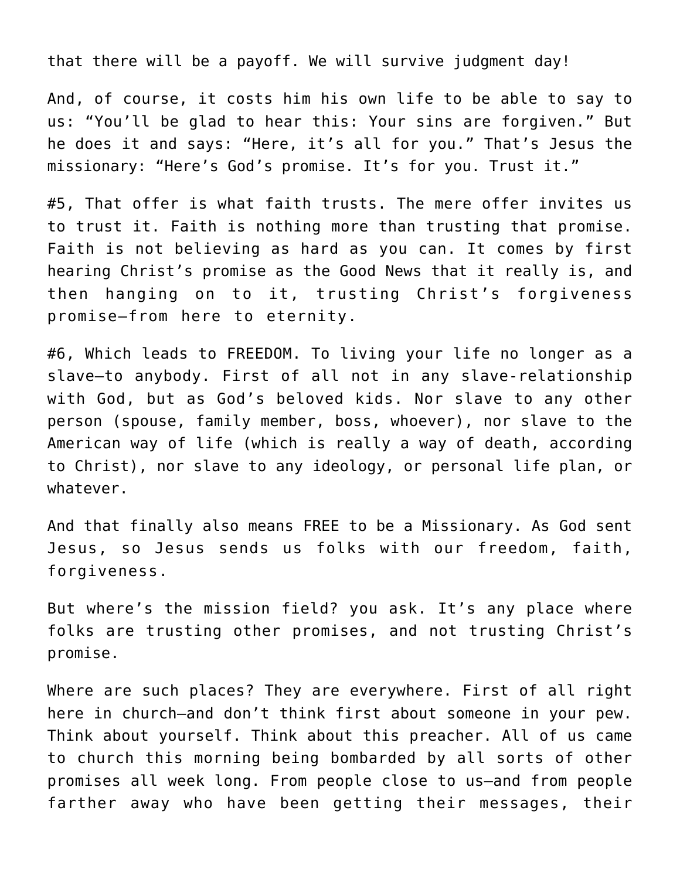that there will be a payoff. We will survive judgment day!

And, of course, it costs him his own life to be able to say to us: "You'll be glad to hear this: Your sins are forgiven." But he does it and says: "Here, it's all for you." That's Jesus the missionary: "Here's God's promise. It's for you. Trust it."

#5, That offer is what faith trusts. The mere offer invites us to trust it. Faith is nothing more than trusting that promise. Faith is not believing as hard as you can. It comes by first hearing Christ's promise as the Good News that it really is, and then hanging on to it, trusting Christ's forgiveness promise—from here to eternity.

#6, Which leads to FREEDOM. To living your life no longer as a slave—to anybody. First of all not in any slave-relationship with God, but as God's beloved kids. Nor slave to any other person (spouse, family member, boss, whoever), nor slave to the American way of life (which is really a way of death, according to Christ), nor slave to any ideology, or personal life plan, or whatever.

And that finally also means FREE to be a Missionary. As God sent Jesus, so Jesus sends us folks with our freedom, faith, forgiveness.

But where's the mission field? you ask. It's any place where folks are trusting other promises, and not trusting Christ's promise.

Where are such places? They are everywhere. First of all right here in church—and don't think first about someone in your pew. Think about yourself. Think about this preacher. All of us came to church this morning being bombarded by all sorts of other promises all week long. From people close to us—and from people farther away who have been getting their messages, their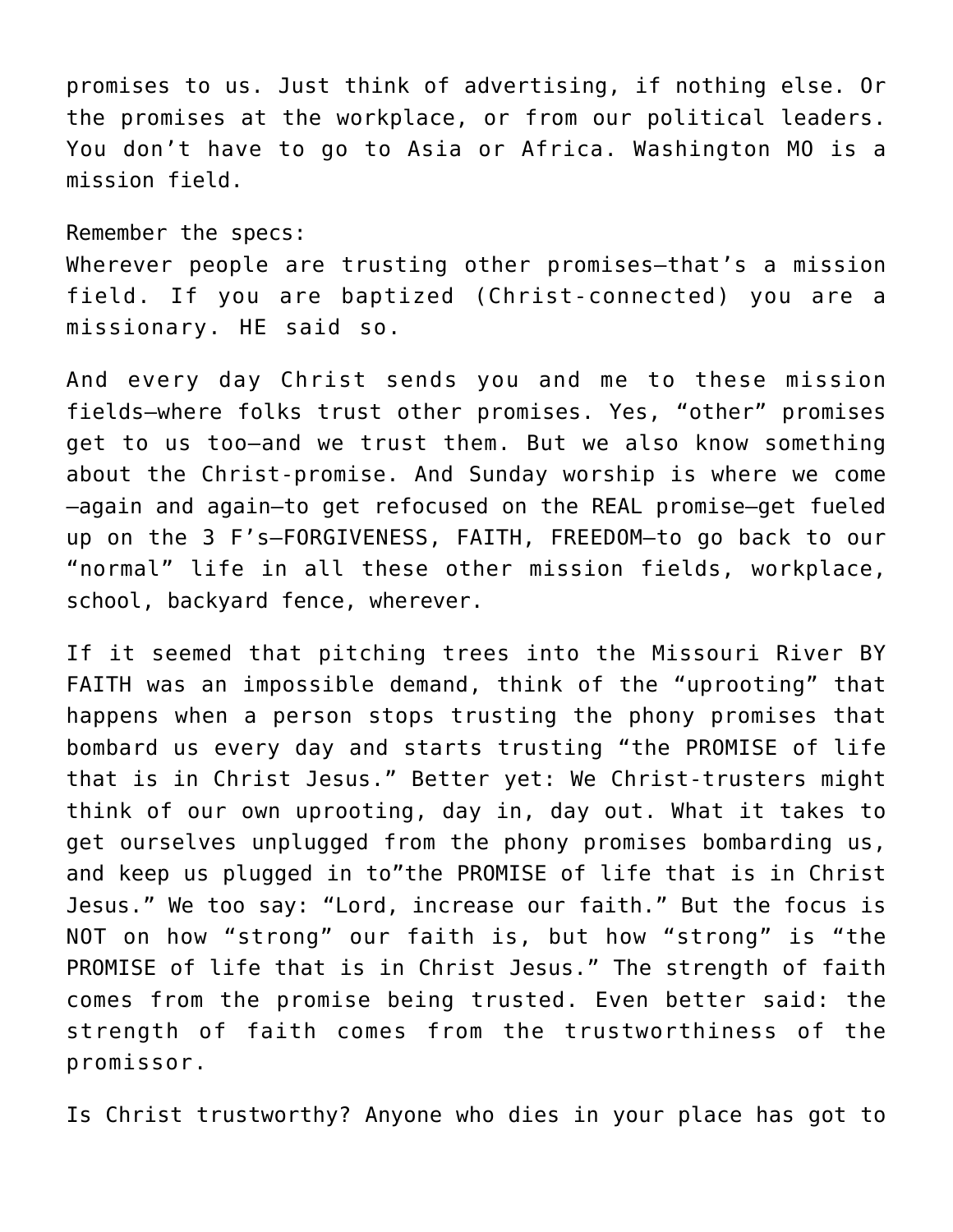promises to us. Just think of advertising, if nothing else. Or the promises at the workplace, or from our political leaders. You don't have to go to Asia or Africa. Washington MO is a mission field.

Remember the specs:
Wherever people are trusting other promises—that's a mission field. If you are baptized (Christ-connected) you are a missionary. HE said so.

And every day Christ sends you and me to these mission fields—where folks trust other promises. Yes, "other" promises get to us too—and we trust them. But we also know something about the Christ-promise. And Sunday worship is where we come—again and again—to get refocused on the REAL promise—get fueled up on the 3 F's—FORGIVENESS, FAITH, FREEDOM—to go back to our "normal" life in all these other mission fields, workplace, school, backyard fence, wherever.

If it seemed that pitching trees into the Missouri River BY FAITH was an impossible demand, think of the "uprooting" that happens when a person stops trusting the phony promises that bombard us every day and starts trusting "the PROMISE of life that is in Christ Jesus." Better yet: We Christ-trusters might think of our own uprooting, day in, day out. What it takes to get ourselves unplugged from the phony promises bombarding us, and keep us plugged in to"the PROMISE of life that is in Christ Jesus." We too say: "Lord, increase our faith." But the focus is NOT on how "strong" our faith is, but how "strong" is "the PROMISE of life that is in Christ Jesus." The strength of faith comes from the promise being trusted. Even better said: the strength of faith comes from the trustworthiness of the promissor.

Is Christ trustworthy? Anyone who dies in your place has got to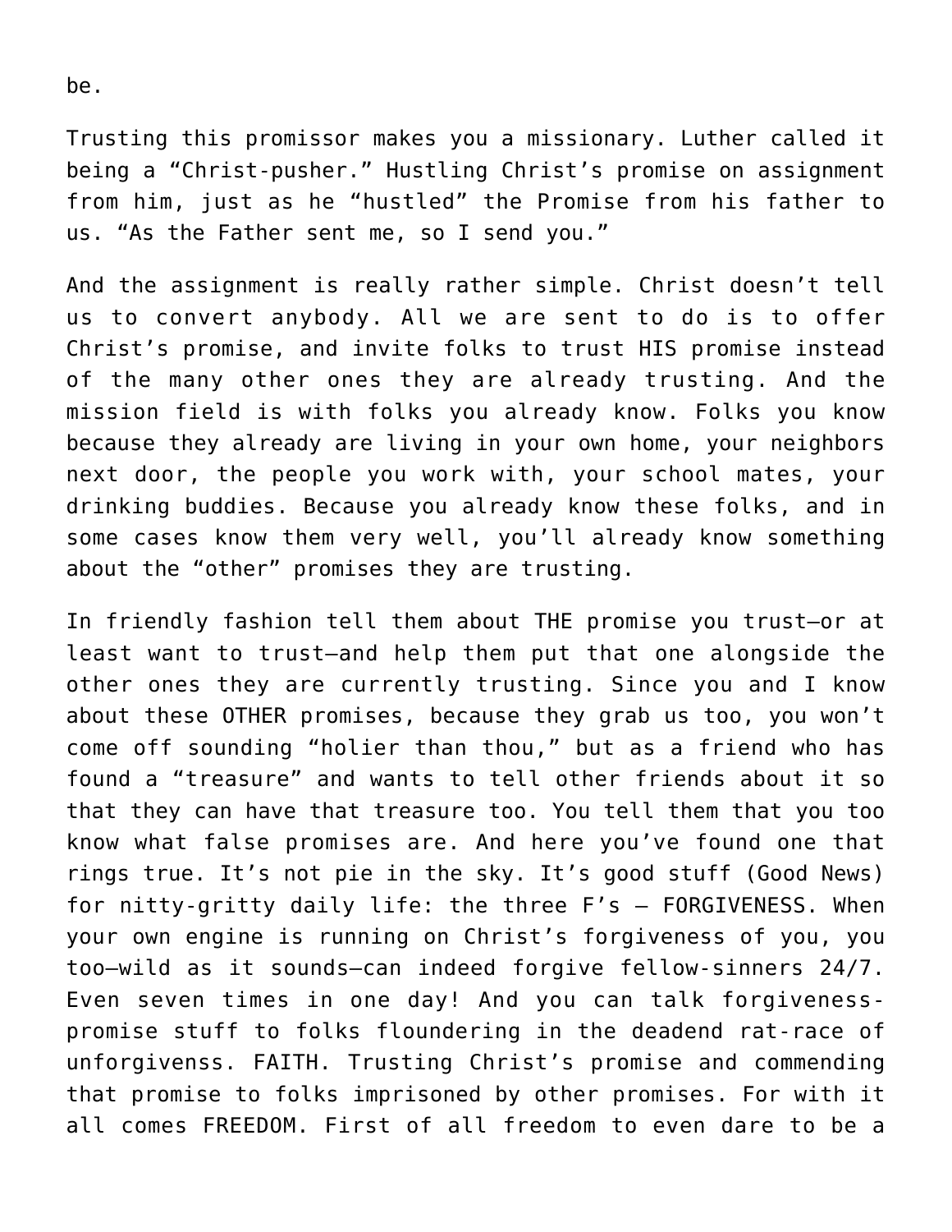be.

Trusting this promissor makes you a missionary. Luther called it being a “Christ-pusher.” Hustling Christ’s promise on assignment from him, just as he “hustled” the Promise from his father to us. “As the Father sent me, so I send you.”

And the assignment is really rather simple. Christ doesn’t tell us to convert anybody. All we are sent to do is to offer Christ’s promise, and invite folks to trust HIS promise instead of the many other ones they are already trusting. And the mission field is with folks you already know. Folks you know because they already are living in your own home, your neighbors next door, the people you work with, your school mates, your drinking buddies. Because you already know these folks, and in some cases know them very well, you’ll already know something about the “other” promises they are trusting.

In friendly fashion tell them about THE promise you trust—or at least want to trust—and help them put that one alongside the other ones they are currently trusting. Since you and I know about these OTHER promises, because they grab us too, you won’t come off sounding “holier than thou,” but as a friend who has found a “treasure” and wants to tell other friends about it so that they can have that treasure too. You tell them that you too know what false promises are. And here you’ve found one that rings true. It’s not pie in the sky. It’s good stuff (Good News) for nitty-gritty daily life: the three F’s – FORGIVENESS. When your own engine is running on Christ’s forgiveness of you, you too—wild as it sounds—can indeed forgive fellow-sinners 24/7. Even seven times in one day! And you can talk forgiveness-promise stuff to folks floundering in the deadend rat-race of unforgivenss. FAITH. Trusting Christ’s promise and commending that promise to folks imprisoned by other promises. For with it all comes FREEDOM. First of all freedom to even dare to be a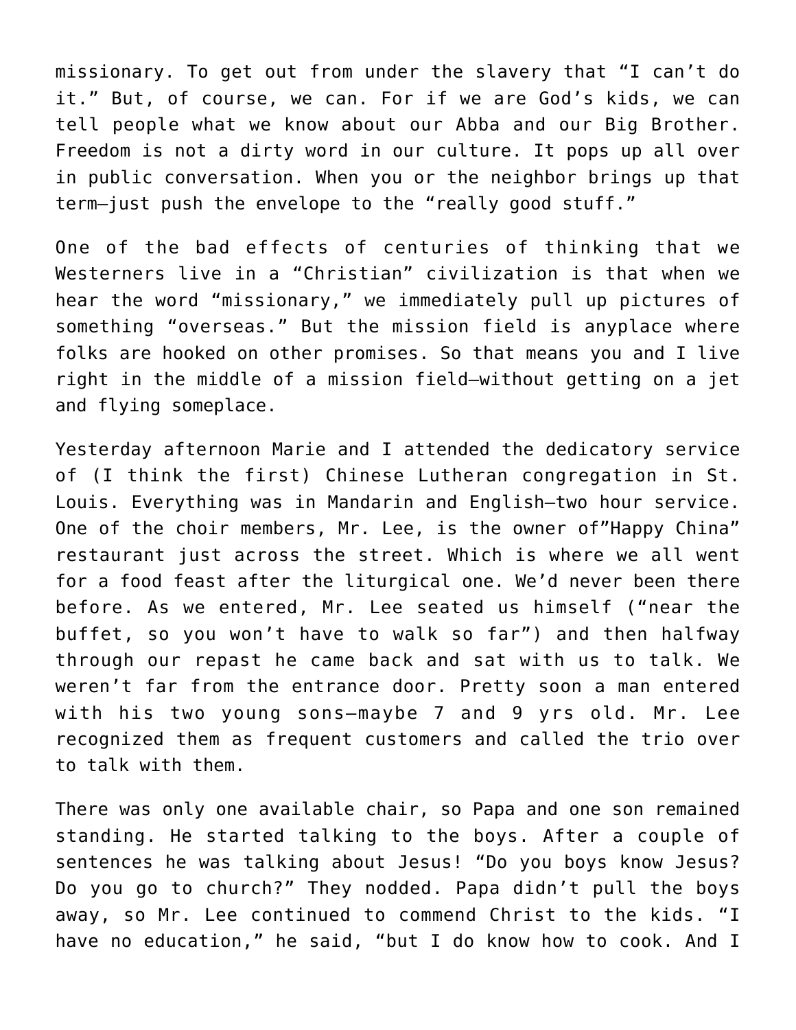missionary. To get out from under the slavery that "I can't do it." But, of course, we can. For if we are God's kids, we can tell people what we know about our Abba and our Big Brother. Freedom is not a dirty word in our culture. It pops up all over in public conversation. When you or the neighbor brings up that term—just push the envelope to the "really good stuff."

One of the bad effects of centuries of thinking that we Westerners live in a "Christian" civilization is that when we hear the word "missionary," we immediately pull up pictures of something "overseas." But the mission field is anyplace where folks are hooked on other promises. So that means you and I live right in the middle of a mission field—without getting on a jet and flying someplace.

Yesterday afternoon Marie and I attended the dedicatory service of (I think the first) Chinese Lutheran congregation in St. Louis. Everything was in Mandarin and English—two hour service. One of the choir members, Mr. Lee, is the owner of"Happy China" restaurant just across the street. Which is where we all went for a food feast after the liturgical one. We'd never been there before. As we entered, Mr. Lee seated us himself ("near the buffet, so you won't have to walk so far") and then halfway through our repast he came back and sat with us to talk. We weren't far from the entrance door. Pretty soon a man entered with his two young sons—maybe 7 and 9 yrs old. Mr. Lee recognized them as frequent customers and called the trio over to talk with them.

There was only one available chair, so Papa and one son remained standing. He started talking to the boys. After a couple of sentences he was talking about Jesus! "Do you boys know Jesus? Do you go to church?" They nodded. Papa didn't pull the boys away, so Mr. Lee continued to commend Christ to the kids. "I have no education," he said, "but I do know how to cook. And I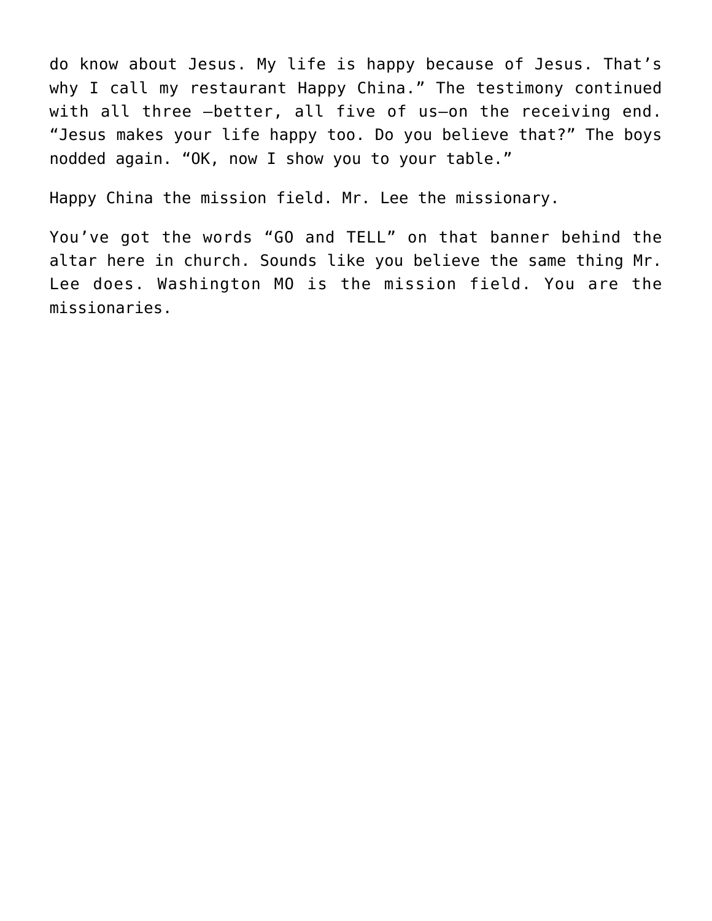do know about Jesus. My life is happy because of Jesus. That's why I call my restaurant Happy China." The testimony continued with all three –better, all five of us—on the receiving end. "Jesus makes your life happy too. Do you believe that?" The boys nodded again. "OK, now I show you to your table."

Happy China the mission field. Mr. Lee the missionary.

You've got the words "GO and TELL" on that banner behind the altar here in church. Sounds like you believe the same thing Mr. Lee does. Washington MO is the mission field. You are the missionaries.